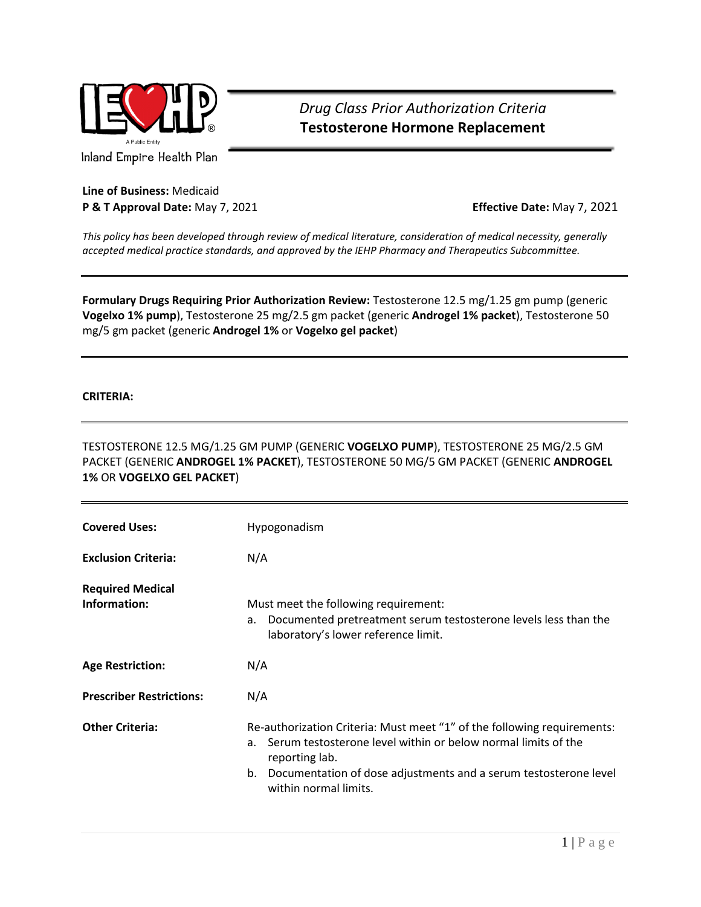Inland Empire Health Plan

# *Drug Class Prior Authorization Criteria*
# Testosterone Hormone Replacement

**Line of Business:** Medicaid
**P & T Approval Date:** May 7, 2021 **Effective Date:** May 7, 2021

*This policy has been developed through review of medical literature, consideration of medical necessity, generally accepted medical practice standards, and approved by the IEHP Pharmacy and Therapeutics Subcommittee.*

---

**Formulary Drugs Requiring Prior Authorization Review:** Testosterone 12.5 mg/1.25 gm pump (generic **Vogelxo 1% pump**), Testosterone 25 mg/2.5 gm packet (generic **Androgel 1% packet**), Testosterone 50 mg/5 gm packet (generic **Androgel 1%** or **Vogelxo gel packet**)

---

**CRITERIA:**

---

TESTOSTERONE 12.5 MG/1.25 GM PUMP (GENERIC **VOGELXO PUMP**), TESTOSTERONE 25 MG/2.5 GM PACKET (GENERIC **ANDROGEL 1% PACKET**), TESTOSTERONE 50 MG/5 GM PACKET (GENERIC **ANDROGEL 1%** OR **VOGELXO GEL PACKET**)

---

| | |
|---|---|
| **Covered Uses:** | Hypogonadism |
| **Exclusion Criteria:** | N/A |
| **Required Medical Information:** | Must meet the following requirement:<br>a. Documented pretreatment serum testosterone levels less than the laboratory's lower reference limit. |
| **Age Restriction:** | N/A |
| **Prescriber Restrictions:** | N/A |
| **Other Criteria:** | Re-authorization Criteria: Must meet "1" of the following requirements:<br>a. Serum testosterone level within or below normal limits of the reporting lab.<br>b. Documentation of dose adjustments and a serum testosterone level within normal limits. |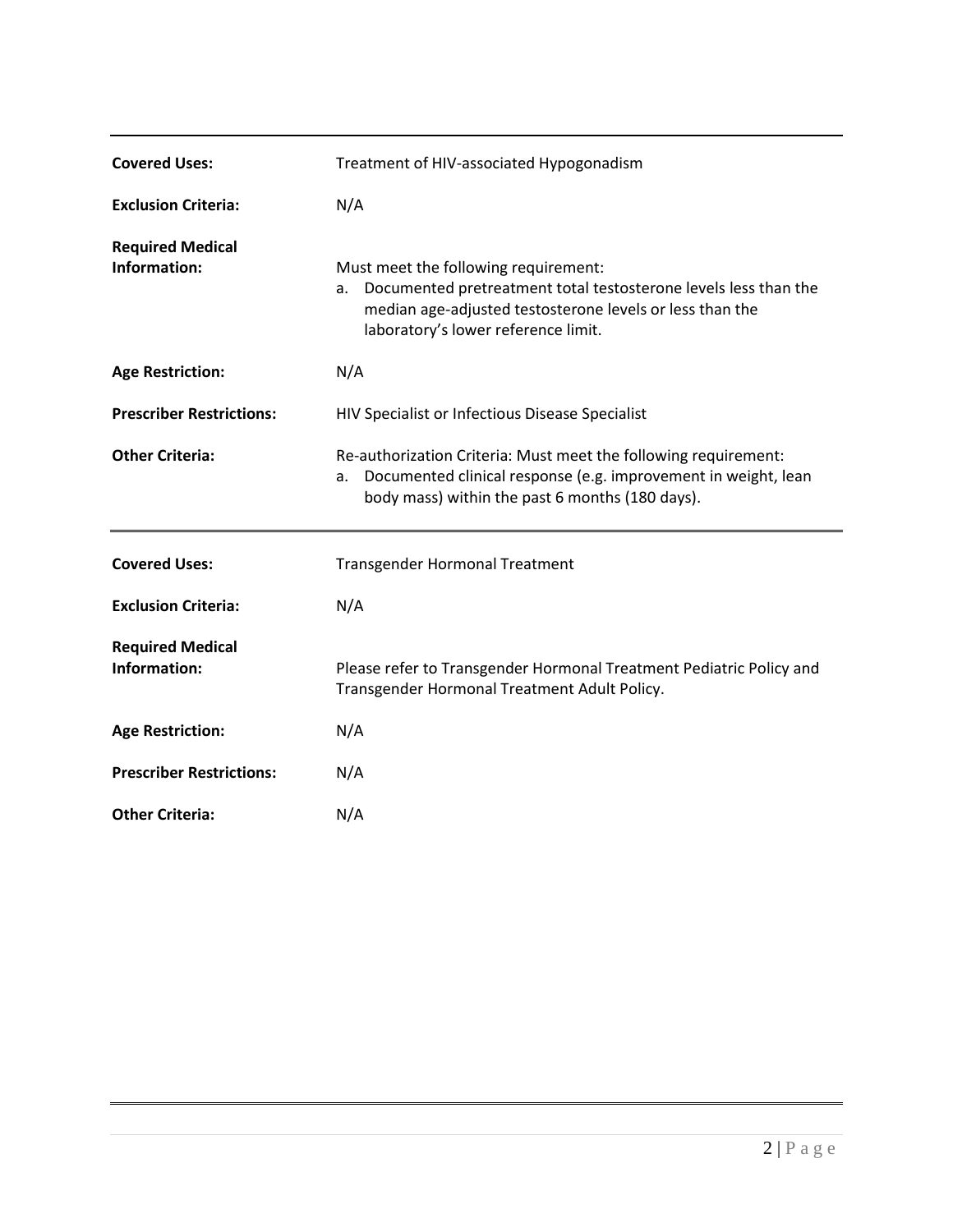| | |
|---|---|
| **Covered Uses:** | Treatment of HIV-associated Hypogonadism |
| **Exclusion Criteria:** | N/A |
| **Required Medical Information:** | Must meet the following requirement:<br>a. Documented pretreatment total testosterone levels less than the median age-adjusted testosterone levels or less than the laboratory's lower reference limit. |
| **Age Restriction:** | N/A |
| **Prescriber Restrictions:** | HIV Specialist or Infectious Disease Specialist |
| **Other Criteria:** | Re-authorization Criteria: Must meet the following requirement:<br>a. Documented clinical response (e.g. improvement in weight, lean body mass) within the past 6 months (180 days). |

| | |
|---|---|
| **Covered Uses:** | Transgender Hormonal Treatment |
| **Exclusion Criteria:** | N/A |
| **Required Medical Information:** | Please refer to Transgender Hormonal Treatment Pediatric Policy and Transgender Hormonal Treatment Adult Policy. |
| **Age Restriction:** | N/A |
| **Prescriber Restrictions:** | N/A |
| **Other Criteria:** | N/A |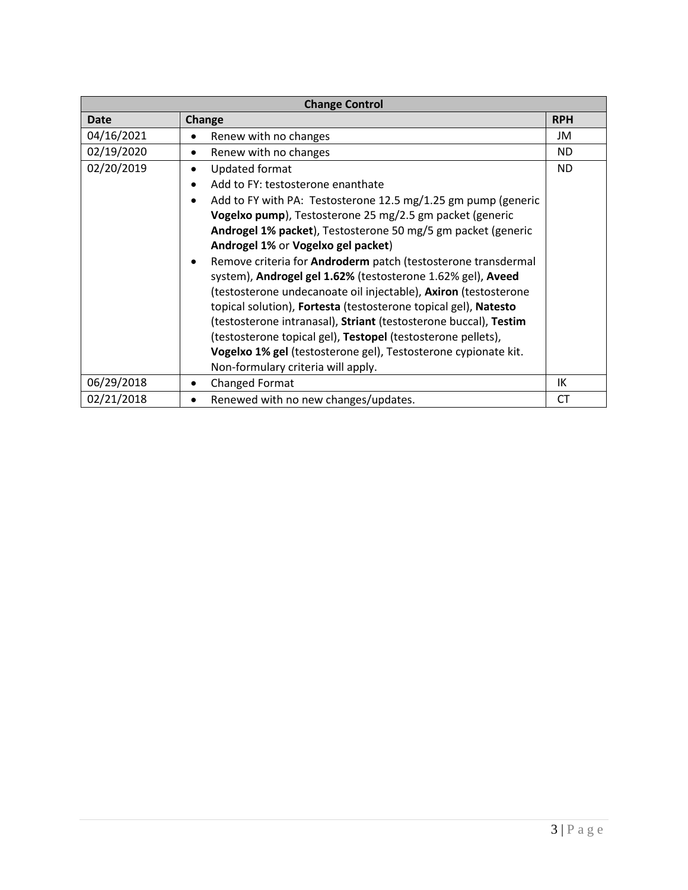| Change Control | | |
|---|---|---|
| **Date** | **Change** | **RPH** |
| 04/16/2021 | • Renew with no changes | JM |
| 02/19/2020 | • Renew with no changes | ND |
| 02/20/2019 | • Updated format<br>• Add to FY: testosterone enanthate<br>• Add to FY with PA: Testosterone 12.5 mg/1.25 gm pump (generic **Vogelxo pump**), Testosterone 25 mg/2.5 gm packet (generic **Androgel 1% packet**), Testosterone 50 mg/5 gm packet (generic **Androgel 1%** or **Vogelxo gel packet**)<br>• Remove criteria for **Androderm** patch (testosterone transdermal system), **Androgel gel 1.62%** (testosterone 1.62% gel), **Aveed** (testosterone undecanoate oil injectable), **Axiron** (testosterone topical solution), **Fortesta** (testosterone topical gel), **Natesto** (testosterone intranasal), **Striant** (testosterone buccal), **Testim** (testosterone topical gel), **Testopel** (testosterone pellets), **Vogelxo 1% gel** (testosterone gel), Testosterone cypionate kit. Non-formulary criteria will apply. | ND |
| 06/29/2018 | • Changed Format | IK |
| 02/21/2018 | • Renewed with no new changes/updates. | CT |